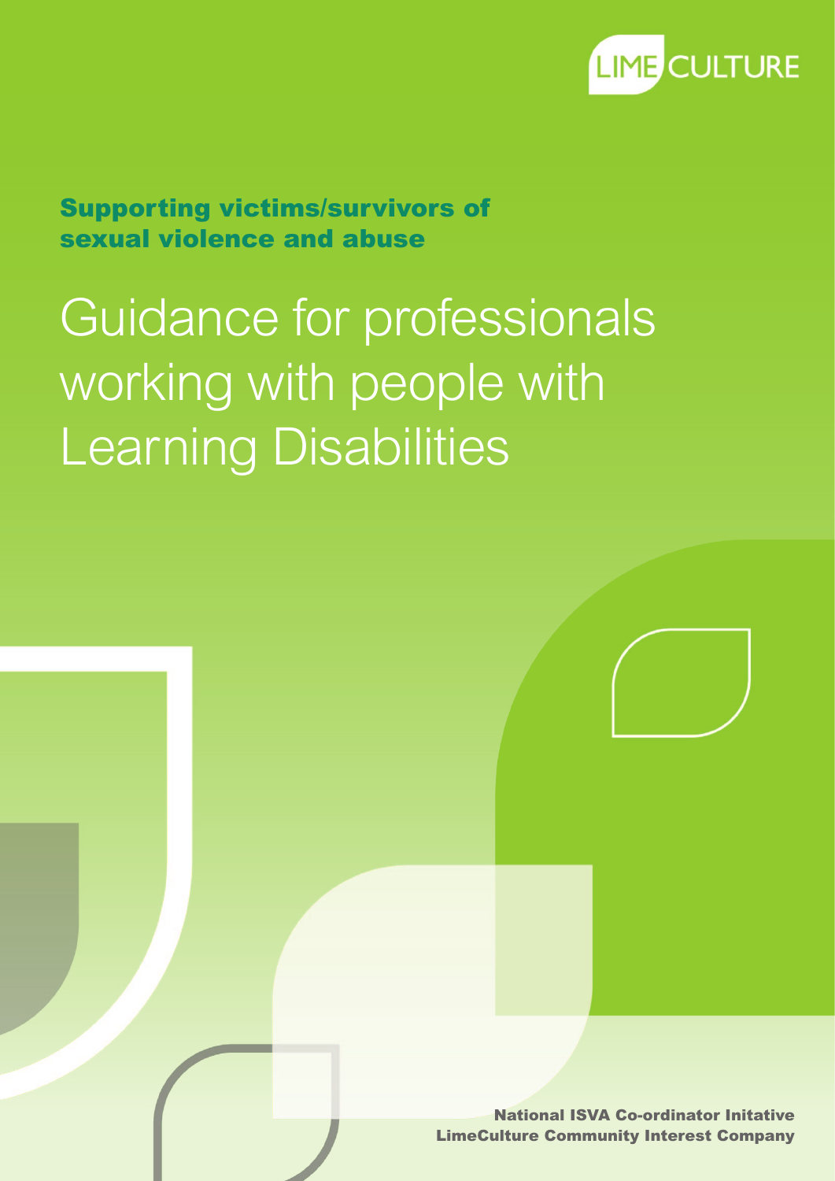LIME CULTURE

**Supporting victims/survivors of sexual violence and abuse**

# Guidance for professionals working with people with Learning Disabilities

**National ISVA Co-ordinator Initative**
**LimeCulture Community Interest Company**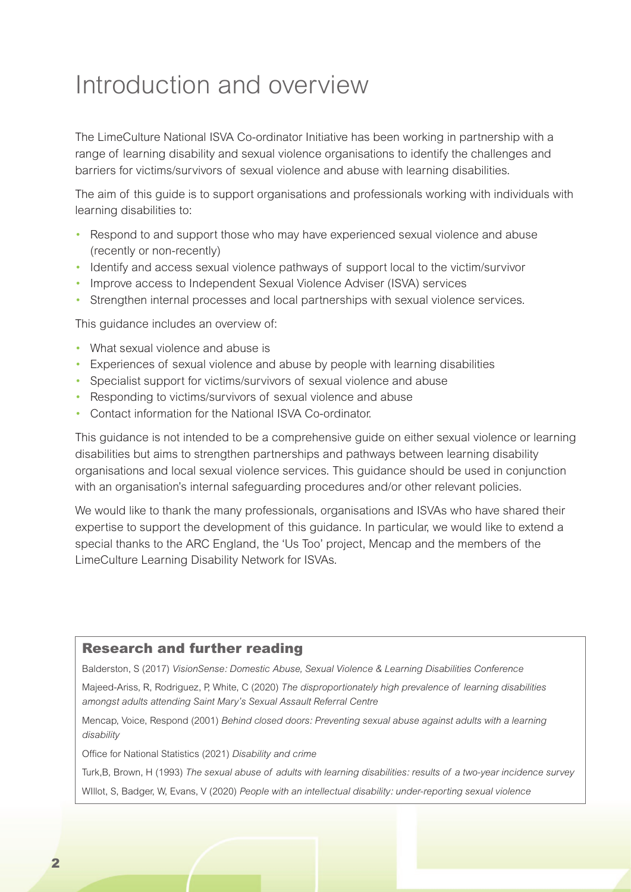# Introduction and overview

The LimeCulture National ISVA Co-ordinator Initiative has been working in partnership with a range of learning disability and sexual violence organisations to identify the challenges and barriers for victims/survivors of sexual violence and abuse with learning disabilities.

The aim of this guide is to support organisations and professionals working with individuals with learning disabilities to:

- Respond to and support those who may have experienced sexual violence and abuse (recently or non-recently)
- Identify and access sexual violence pathways of support local to the victim/survivor
- Improve access to Independent Sexual Violence Adviser (ISVA) services
- Strengthen internal processes and local partnerships with sexual violence services.

This guidance includes an overview of:

- What sexual violence and abuse is
- Experiences of sexual violence and abuse by people with learning disabilities
- Specialist support for victims/survivors of sexual violence and abuse
- Responding to victims/survivors of sexual violence and abuse
- Contact information for the National ISVA Co-ordinator.

This guidance is not intended to be a comprehensive guide on either sexual violence or learning disabilities but aims to strengthen partnerships and pathways between learning disability organisations and local sexual violence services. This guidance should be used in conjunction with an organisation's internal safeguarding procedures and/or other relevant policies.

We would like to thank the many professionals, organisations and ISVAs who have shared their expertise to support the development of this guidance. In particular, we would like to extend a special thanks to the ARC England, the 'Us Too' project, Mencap and the members of the LimeCulture Learning Disability Network for ISVAs.

## Research and further reading

Balderston, S (2017) *VisionSense: Domestic Abuse, Sexual Violence & Learning Disabilities Conference*

Majeed-Ariss, R, Rodriguez, P, White, C (2020) *The disproportionately high prevalence of learning disabilities amongst adults attending Saint Mary's Sexual Assault Referral Centre*

Mencap, Voice, Respond (2001) *Behind closed doors: Preventing sexual abuse against adults with a learning disability*

Office for National Statistics (2021) *Disability and crime*

Turk,B, Brown, H (1993) *The sexual abuse of adults with learning disabilities: results of a two-year incidence survey*

WIllot, S, Badger, W, Evans, V (2020) *People with an intellectual disability: under-reporting sexual violence*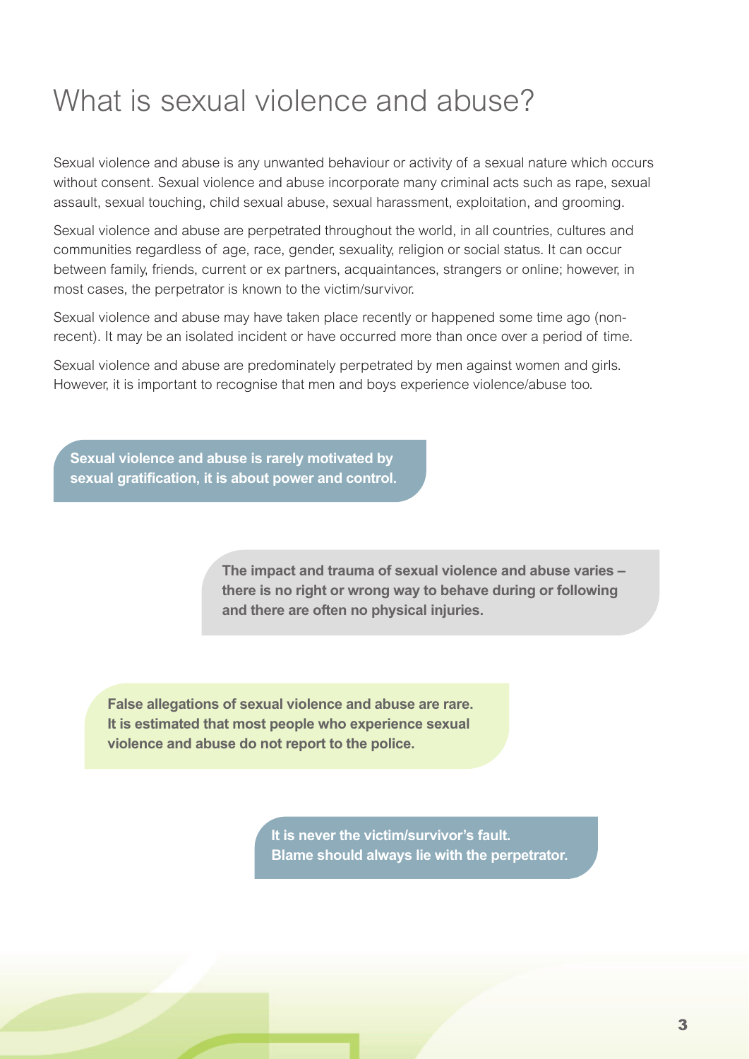# What is sexual violence and abuse?

Sexual violence and abuse is any unwanted behaviour or activity of a sexual nature which occurs without consent. Sexual violence and abuse incorporate many criminal acts such as rape, sexual assault, sexual touching, child sexual abuse, sexual harassment, exploitation, and grooming.

Sexual violence and abuse are perpetrated throughout the world, in all countries, cultures and communities regardless of age, race, gender, sexuality, religion or social status. It can occur between family, friends, current or ex partners, acquaintances, strangers or online; however, in most cases, the perpetrator is known to the victim/survivor.

Sexual violence and abuse may have taken place recently or happened some time ago (non-recent). It may be an isolated incident or have occurred more than once over a period of time.

Sexual violence and abuse are predominately perpetrated by men against women and girls. However, it is important to recognise that men and boys experience violence/abuse too.

**Sexual violence and abuse is rarely motivated by sexual gratification, it is about power and control.**

**The impact and trauma of sexual violence and abuse varies – there is no right or wrong way to behave during or following and there are often no physical injuries.**

**False allegations of sexual violence and abuse are rare. It is estimated that most people who experience sexual violence and abuse do not report to the police.**

**It is never the victim/survivor's fault. Blame should always lie with the perpetrator.**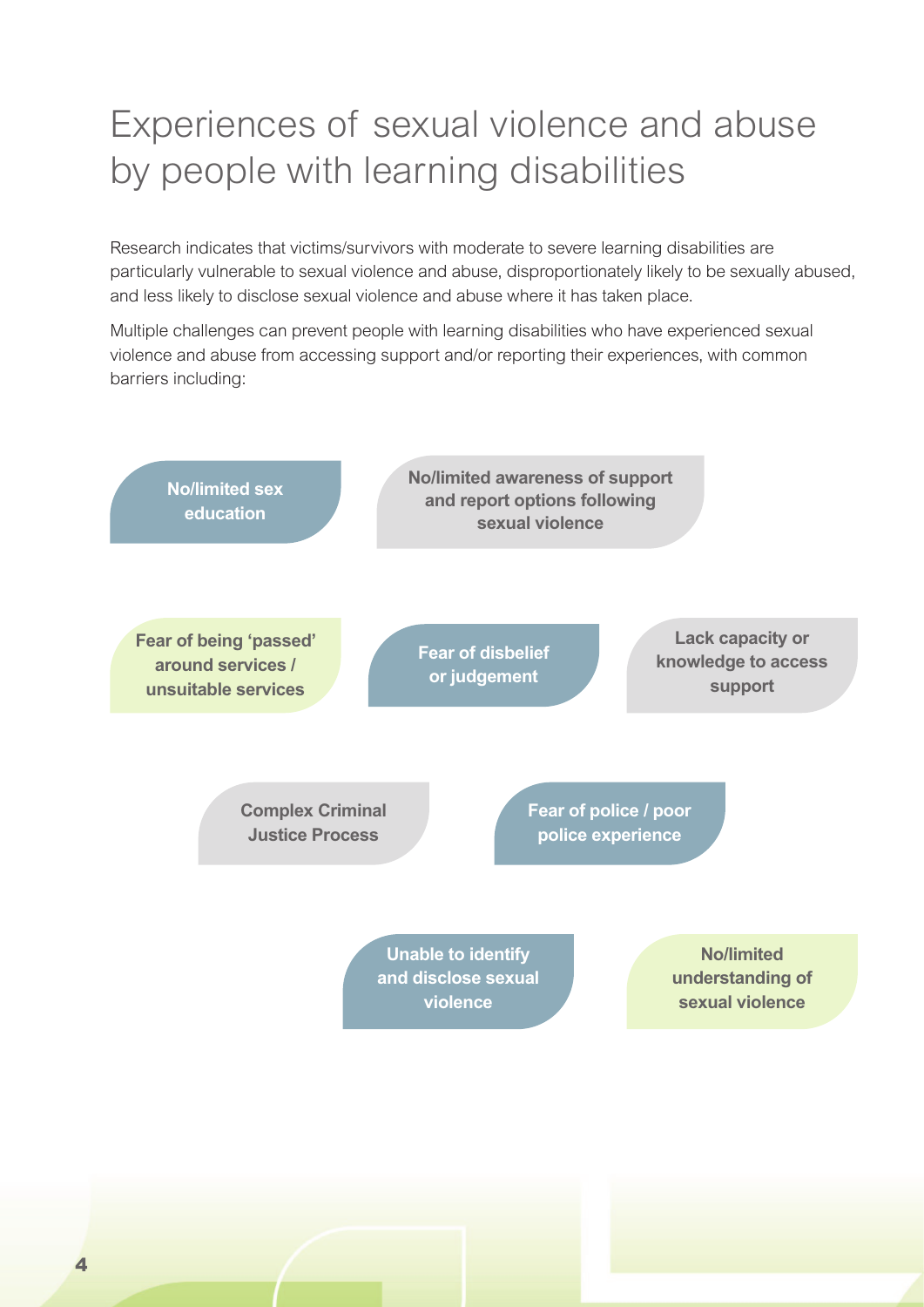# Experiences of sexual violence and abuse by people with learning disabilities

Research indicates that victims/survivors with moderate to severe learning disabilities are particularly vulnerable to sexual violence and abuse, disproportionately likely to be sexually abused, and less likely to disclose sexual violence and abuse where it has taken place.

Multiple challenges can prevent people with learning disabilities who have experienced sexual violence and abuse from accessing support and/or reporting their experiences, with common barriers including:

- **No/limited sex education**
- **No/limited awareness of support and report options following sexual violence**
- **Fear of being 'passed' around services / unsuitable services**
- **Fear of disbelief or judgement**
- **Lack capacity or knowledge to access support**
- **Complex Criminal Justice Process**
- **Fear of police / poor police experience**
- **Unable to identify and disclose sexual violence**
- **No/limited understanding of sexual violence**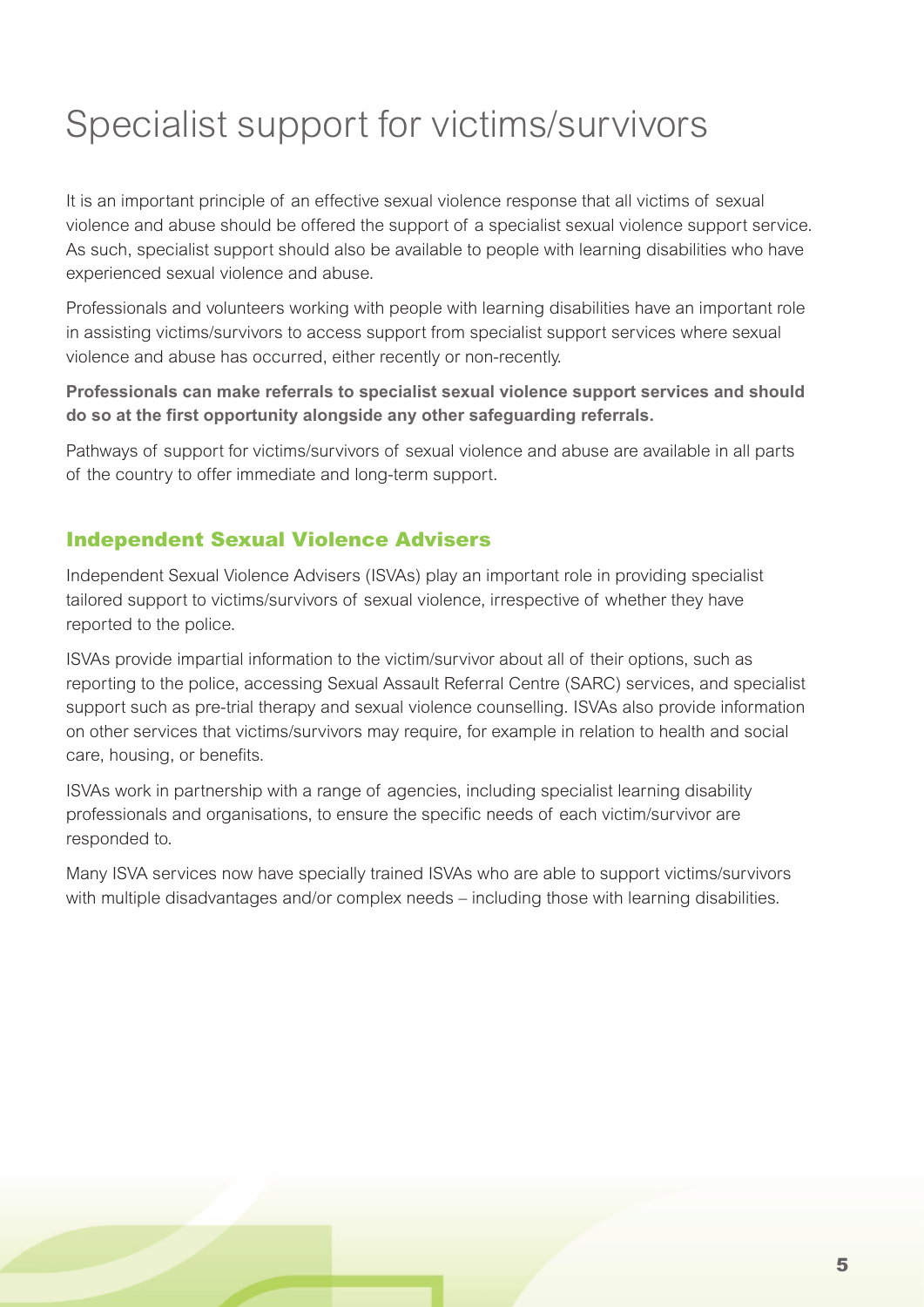# Specialist support for victims/survivors

It is an important principle of an effective sexual violence response that all victims of sexual violence and abuse should be offered the support of a specialist sexual violence support service. As such, specialist support should also be available to people with learning disabilities who have experienced sexual violence and abuse.

Professionals and volunteers working with people with learning disabilities have an important role in assisting victims/survivors to access support from specialist support services where sexual violence and abuse has occurred, either recently or non-recently.

**Professionals can make referrals to specialist sexual violence support services and should do so at the first opportunity alongside any other safeguarding referrals.**

Pathways of support for victims/survivors of sexual violence and abuse are available in all parts of the country to offer immediate and long-term support.

## Independent Sexual Violence Advisers

Independent Sexual Violence Advisers (ISVAs) play an important role in providing specialist tailored support to victims/survivors of sexual violence, irrespective of whether they have reported to the police.

ISVAs provide impartial information to the victim/survivor about all of their options, such as reporting to the police, accessing Sexual Assault Referral Centre (SARC) services, and specialist support such as pre-trial therapy and sexual violence counselling. ISVAs also provide information on other services that victims/survivors may require, for example in relation to health and social care, housing, or benefits.

ISVAs work in partnership with a range of agencies, including specialist learning disability professionals and organisations, to ensure the specific needs of each victim/survivor are responded to.

Many ISVA services now have specially trained ISVAs who are able to support victims/survivors with multiple disadvantages and/or complex needs – including those with learning disabilities.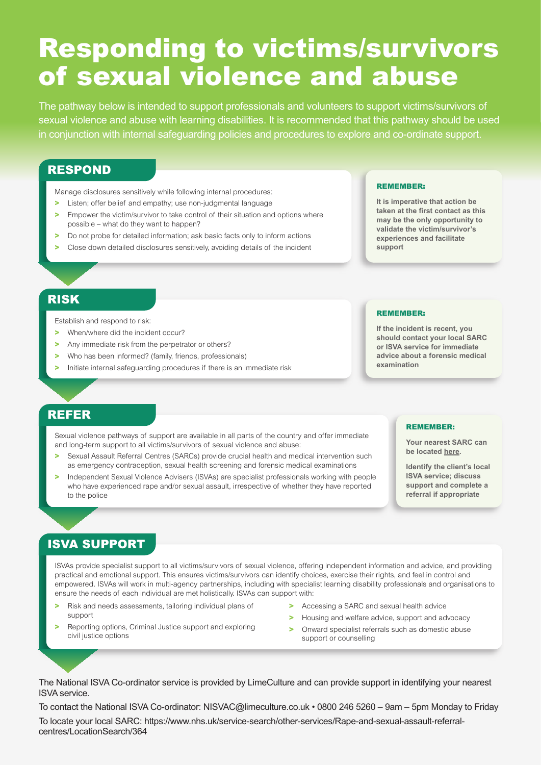# Responding to victims/survivors of sexual violence and abuse

The pathway below is intended to support professionals and volunteers to support victims/survivors of sexual violence and abuse with learning disabilities. It is recommended that this pathway should be used in conjunction with internal safeguarding policies and procedures to explore and co-ordinate support.

## RESPOND

Manage disclosures sensitively while following internal procedures:

- Listen; offer belief and empathy; use non-judgmental language
- Empower the victim/survivor to take control of their situation and options where possible – what do they want to happen?
- Do not probe for detailed information; ask basic facts only to inform actions
- Close down detailed disclosures sensitively, avoiding details of the incident

**REMEMBER:**

**It is imperative that action be taken at the first contact as this may be the only opportunity to validate the victim/survivor's experiences and facilitate support**

## RISK

Establish and respond to risk:

- When/where did the incident occur?
- Any immediate risk from the perpetrator or others?
- Who has been informed? (family, friends, professionals)
- Initiate internal safeguarding procedures if there is an immediate risk

**REMEMBER:**

**If the incident is recent, you should contact your local SARC or ISVA service for immediate advice about a forensic medical examination**

## REFER

Sexual violence pathways of support are available in all parts of the country and offer immediate and long-term support to all victims/survivors of sexual violence and abuse:

- Sexual Assault Referral Centres (SARCs) provide crucial health and medical intervention such as emergency contraception, sexual health screening and forensic medical examinations
- Independent Sexual Violence Advisers (ISVAs) are specialist professionals working with people who have experienced rape and/or sexual assault, irrespective of whether they have reported to the police

**REMEMBER:**

**Your nearest SARC can be located here.**

**Identify the client's local ISVA service; discuss support and complete a referral if appropriate**

## ISVA SUPPORT

ISVAs provide specialist support to all victims/survivors of sexual violence, offering independent information and advice, and providing practical and emotional support. This ensures victims/survivors can identify choices, exercise their rights, and feel in control and empowered. ISVAs will work in multi-agency partnerships, including with specialist learning disability professionals and organisations to ensure the needs of each individual are met holistically. ISVAs can support with:

- Risk and needs assessments, tailoring individual plans of support
- Reporting options, Criminal Justice support and exploring civil justice options
- Accessing a SARC and sexual health advice
- Housing and welfare advice, support and advocacy
- Onward specialist referrals such as domestic abuse support or counselling

The National ISVA Co-ordinator service is provided by LimeCulture and can provide support in identifying your nearest ISVA service.

To contact the National ISVA Co-ordinator: NISVAC@limeculture.co.uk • 0800 246 5260 – 9am – 5pm Monday to Friday

To locate your local SARC: https://www.nhs.uk/service-search/other-services/Rape-and-sexual-assault-referral-centres/LocationSearch/364